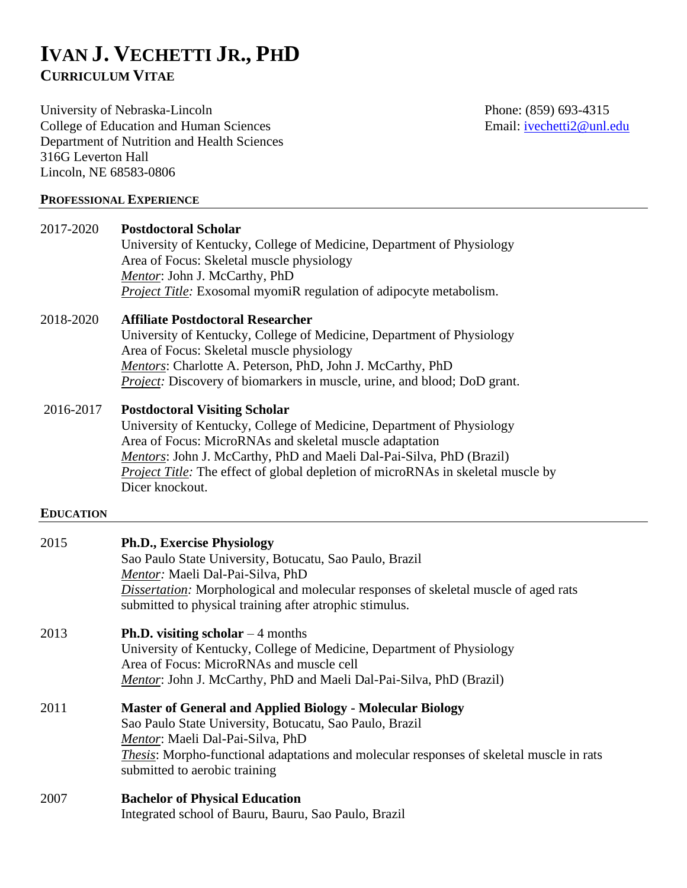# Ivan J. Vechetti Jr., PhD

**Curriculum Vitae**

University of Nebraska-Lincoln
College of Education and Human Sciences
Department of Nutrition and Health Sciences
316G Leverton Hall
Lincoln, NE 68583-0806

Phone: (859) 693-4315
Email: ivechetti2@unl.edu

## Professional Experience

**2017-2020** — **Postdoctoral Scholar**
University of Kentucky, College of Medicine, Department of Physiology
Area of Focus: Skeletal muscle physiology
*Mentor*: John J. McCarthy, PhD
*Project Title:* Exosomal myomiR regulation of adipocyte metabolism.

**2018-2020** — **Affiliate Postdoctoral Researcher**
University of Kentucky, College of Medicine, Department of Physiology
Area of Focus: Skeletal muscle physiology
*Mentors*: Charlotte A. Peterson, PhD, John J. McCarthy, PhD
*Project:* Discovery of biomarkers in muscle, urine, and blood; DoD grant.

**2016-2017** — **Postdoctoral Visiting Scholar**
University of Kentucky, College of Medicine, Department of Physiology
Area of Focus: MicroRNAs and skeletal muscle adaptation
*Mentors*: John J. McCarthy, PhD and Maeli Dal-Pai-Silva, PhD (Brazil)
*Project Title:* The effect of global depletion of microRNAs in skeletal muscle by Dicer knockout.

## Education

**2015** — **Ph.D., Exercise Physiology**
Sao Paulo State University, Botucatu, Sao Paulo, Brazil
*Mentor:* Maeli Dal-Pai-Silva, PhD
*Dissertation:* Morphological and molecular responses of skeletal muscle of aged rats submitted to physical training after atrophic stimulus.

**2013** — **Ph.D. visiting scholar** – 4 months
University of Kentucky, College of Medicine, Department of Physiology
Area of Focus: MicroRNAs and muscle cell
*Mentor*: John J. McCarthy, PhD and Maeli Dal-Pai-Silva, PhD (Brazil)

**2011** — **Master of General and Applied Biology - Molecular Biology**
Sao Paulo State University, Botucatu, Sao Paulo, Brazil
*Mentor*: Maeli Dal-Pai-Silva, PhD
*Thesis*: Morpho-functional adaptations and molecular responses of skeletal muscle in rats submitted to aerobic training

**2007** — **Bachelor of Physical Education**
Integrated school of Bauru, Bauru, Sao Paulo, Brazil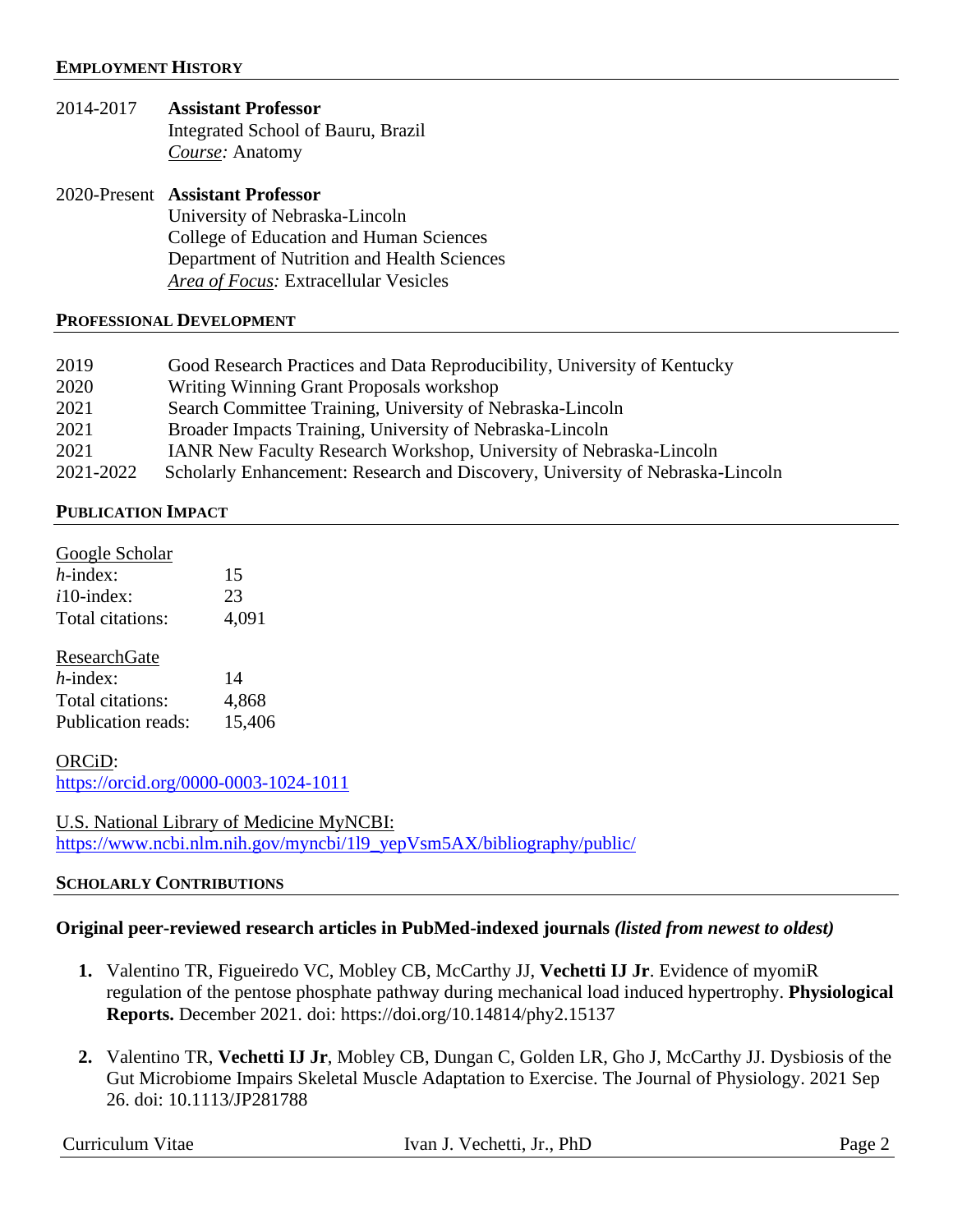## EMPLOYMENT HISTORY

2014-2017 **Assistant Professor**
Integrated School of Bauru, Brazil
*Course:* Anatomy

2020-Present **Assistant Professor**
University of Nebraska-Lincoln
College of Education and Human Sciences
Department of Nutrition and Health Sciences
*Area of Focus:* Extracellular Vesicles

## PROFESSIONAL DEVELOPMENT

| | |
|---|---|
| 2019 | Good Research Practices and Data Reproducibility, University of Kentucky |
| 2020 | Writing Winning Grant Proposals workshop |
| 2021 | Search Committee Training, University of Nebraska-Lincoln |
| 2021 | Broader Impacts Training, University of Nebraska-Lincoln |
| 2021 | IANR New Faculty Research Workshop, University of Nebraska-Lincoln |
| 2021-2022 | Scholarly Enhancement: Research and Discovery, University of Nebraska-Lincoln |

## PUBLICATION IMPACT

Google Scholar

| | |
|---|---|
| *h*-index: | 15 |
| *i*10-index: | 23 |
| Total citations: | 4,091 |

ResearchGate

| | |
|---|---|
| *h*-index: | 14 |
| Total citations: | 4,868 |
| Publication reads: | 15,406 |

ORCiD:
https://orcid.org/0000-0003-1024-1011

U.S. National Library of Medicine MyNCBI:
https://www.ncbi.nlm.nih.gov/myncbi/1l9_yepVsm5AX/bibliography/public/

## SCHOLARLY CONTRIBUTIONS

**Original peer-reviewed research articles in PubMed-indexed journals *(listed from newest to oldest)***

1. Valentino TR, Figueiredo VC, Mobley CB, McCarthy JJ, **Vechetti IJ Jr**. Evidence of myomiR regulation of the pentose phosphate pathway during mechanical load induced hypertrophy. **Physiological Reports.** December 2021. doi: https://doi.org/10.14814/phy2.15137

2. Valentino TR, **Vechetti IJ Jr**, Mobley CB, Dungan C, Golden LR, Gho J, McCarthy JJ. Dysbiosis of the Gut Microbiome Impairs Skeletal Muscle Adaptation to Exercise. The Journal of Physiology. 2021 Sep 26. doi: 10.1113/JP281788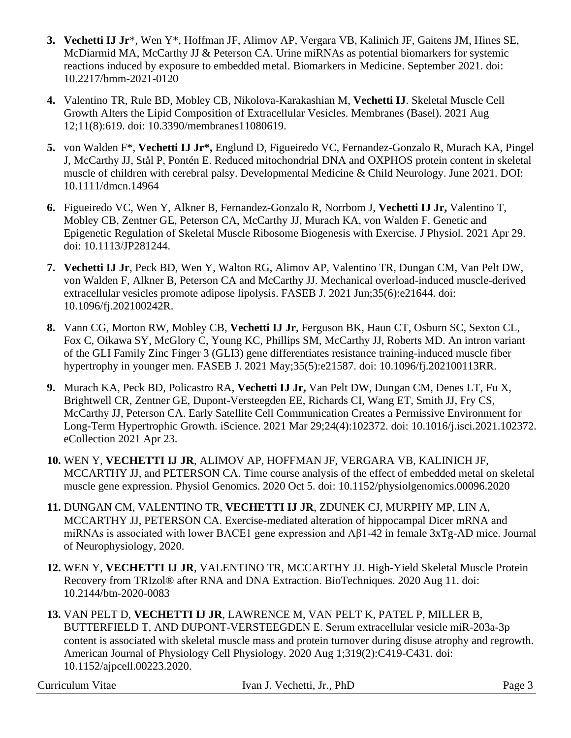3. **Vechetti IJ Jr**\*, Wen Y\*, Hoffman JF, Alimov AP, Vergara VB, Kalinich JF, Gaitens JM, Hines SE, McDiarmid MA, McCarthy JJ & Peterson CA. Urine miRNAs as potential biomarkers for systemic reactions induced by exposure to embedded metal. Biomarkers in Medicine. September 2021. doi: 10.2217/bmm-2021-0120

4. Valentino TR, Rule BD, Mobley CB, Nikolova-Karakashian M, **Vechetti IJ**. Skeletal Muscle Cell Growth Alters the Lipid Composition of Extracellular Vesicles. Membranes (Basel). 2021 Aug 12;11(8):619. doi: 10.3390/membranes11080619.

5. von Walden F\*, **Vechetti IJ Jr\*,** Englund D, Figueiredo VC, Fernandez-Gonzalo R, Murach KA, Pingel J, McCarthy JJ, Stål P, Pontén E. Reduced mitochondrial DNA and OXPHOS protein content in skeletal muscle of children with cerebral palsy. Developmental Medicine & Child Neurology. June 2021. DOI: 10.1111/dmcn.14964

6. Figueiredo VC, Wen Y, Alkner B, Fernandez-Gonzalo R, Norrbom J, **Vechetti IJ Jr,** Valentino T, Mobley CB, Zentner GE, Peterson CA, McCarthy JJ, Murach KA, von Walden F. Genetic and Epigenetic Regulation of Skeletal Muscle Ribosome Biogenesis with Exercise. J Physiol. 2021 Apr 29. doi: 10.1113/JP281244.

7. **Vechetti IJ Jr**, Peck BD, Wen Y, Walton RG, Alimov AP, Valentino TR, Dungan CM, Van Pelt DW, von Walden F, Alkner B, Peterson CA and McCarthy JJ. Mechanical overload-induced muscle-derived extracellular vesicles promote adipose lipolysis. FASEB J. 2021 Jun;35(6):e21644. doi: 10.1096/fj.202100242R.

8. Vann CG, Morton RW, Mobley CB, **Vechetti IJ Jr**, Ferguson BK, Haun CT, Osburn SC, Sexton CL, Fox C, Oikawa SY, McGlory C, Young KC, Phillips SM, McCarthy JJ, Roberts MD. An intron variant of the GLI Family Zinc Finger 3 (GLI3) gene differentiates resistance training-induced muscle fiber hypertrophy in younger men. FASEB J. 2021 May;35(5):e21587. doi: 10.1096/fj.202100113RR.

9. Murach KA, Peck BD, Policastro RA, **Vechetti IJ Jr,** Van Pelt DW, Dungan CM, Denes LT, Fu X, Brightwell CR, Zentner GE, Dupont-Versteegden EE, Richards CI, Wang ET, Smith JJ, Fry CS, McCarthy JJ, Peterson CA. Early Satellite Cell Communication Creates a Permissive Environment for Long-Term Hypertrophic Growth. iScience. 2021 Mar 29;24(4):102372. doi: 10.1016/j.isci.2021.102372. eCollection 2021 Apr 23.

10. WEN Y, **VECHETTI IJ JR**, ALIMOV AP, HOFFMAN JF, VERGARA VB, KALINICH JF, MCCARTHY JJ, and PETERSON CA. Time course analysis of the effect of embedded metal on skeletal muscle gene expression. Physiol Genomics. 2020 Oct 5. doi: 10.1152/physiolgenomics.00096.2020

11. DUNGAN CM, VALENTINO TR, **VECHETTI IJ JR**, ZDUNEK CJ, MURPHY MP, LIN A, MCCARTHY JJ, PETERSON CA. Exercise-mediated alteration of hippocampal Dicer mRNA and miRNAs is associated with lower BACE1 gene expression and Aβ1-42 in female 3xTg-AD mice. Journal of Neurophysiology, 2020.

12. WEN Y, **VECHETTI IJ JR**, VALENTINO TR, MCCARTHY JJ. High-Yield Skeletal Muscle Protein Recovery from TRIzol® after RNA and DNA Extraction. BioTechniques. 2020 Aug 11. doi: 10.2144/btn-2020-0083

13. VAN PELT D, **VECHETTI IJ JR**, LAWRENCE M, VAN PELT K, PATEL P, MILLER B, BUTTERFIELD T, AND DUPONT-VERSTEEGDEN E. Serum extracellular vesicle miR-203a-3p content is associated with skeletal muscle mass and protein turnover during disuse atrophy and regrowth. American Journal of Physiology Cell Physiology. 2020 Aug 1;319(2):C419-C431. doi: 10.1152/ajpcell.00223.2020.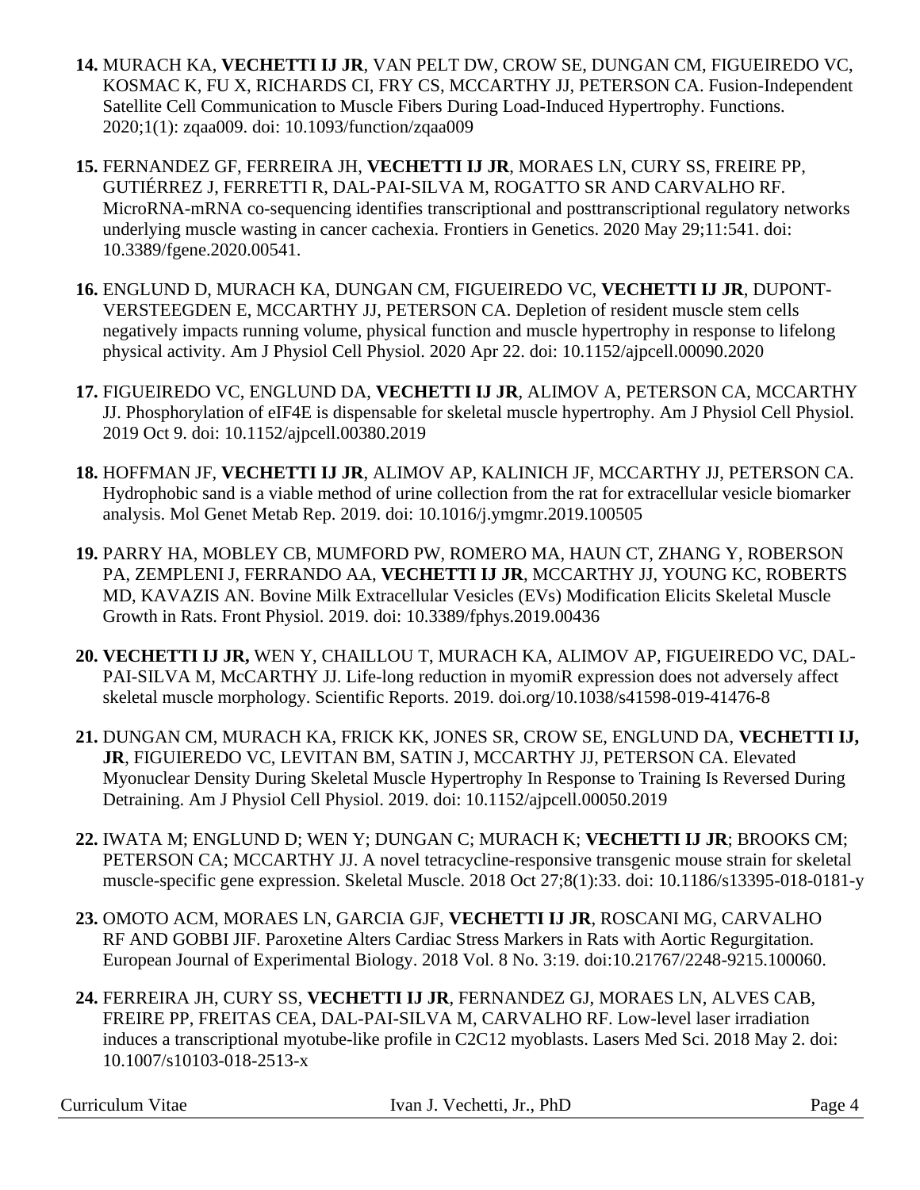**14.** MURACH KA, **VECHETTI IJ JR**, VAN PELT DW, CROW SE, DUNGAN CM, FIGUEIREDO VC, KOSMAC K, FU X, RICHARDS CI, FRY CS, MCCARTHY JJ, PETERSON CA. Fusion-Independent Satellite Cell Communication to Muscle Fibers During Load-Induced Hypertrophy. Functions. 2020;1(1): zqaa009. doi: 10.1093/function/zqaa009

**15.** FERNANDEZ GF, FERREIRA JH, **VECHETTI IJ JR**, MORAES LN, CURY SS, FREIRE PP, GUTIÉRREZ J, FERRETTI R, DAL-PAI-SILVA M, ROGATTO SR AND CARVALHO RF. MicroRNA-mRNA co-sequencing identifies transcriptional and posttranscriptional regulatory networks underlying muscle wasting in cancer cachexia. Frontiers in Genetics. 2020 May 29;11:541. doi: 10.3389/fgene.2020.00541.

**16.** ENGLUND D, MURACH KA, DUNGAN CM, FIGUEIREDO VC, **VECHETTI IJ JR**, DUPONT-VERSTEEGDEN E, MCCARTHY JJ, PETERSON CA. Depletion of resident muscle stem cells negatively impacts running volume, physical function and muscle hypertrophy in response to lifelong physical activity. Am J Physiol Cell Physiol. 2020 Apr 22. doi: 10.1152/ajpcell.00090.2020

**17.** FIGUEIREDO VC, ENGLUND DA, **VECHETTI IJ JR**, ALIMOV A, PETERSON CA, MCCARTHY JJ. Phosphorylation of eIF4E is dispensable for skeletal muscle hypertrophy. Am J Physiol Cell Physiol. 2019 Oct 9. doi: 10.1152/ajpcell.00380.2019

**18.** HOFFMAN JF, **VECHETTI IJ JR**, ALIMOV AP, KALINICH JF, MCCARTHY JJ, PETERSON CA. Hydrophobic sand is a viable method of urine collection from the rat for extracellular vesicle biomarker analysis. Mol Genet Metab Rep. 2019. doi: 10.1016/j.ymgmr.2019.100505

**19.** PARRY HA, MOBLEY CB, MUMFORD PW, ROMERO MA, HAUN CT, ZHANG Y, ROBERSON PA, ZEMPLENI J, FERRANDO AA, **VECHETTI IJ JR**, MCCARTHY JJ, YOUNG KC, ROBERTS MD, KAVAZIS AN. Bovine Milk Extracellular Vesicles (EVs) Modification Elicits Skeletal Muscle Growth in Rats. Front Physiol. 2019. doi: 10.3389/fphys.2019.00436

**20.** **VECHETTI IJ JR,** WEN Y, CHAILLOU T, MURACH KA, ALIMOV AP, FIGUEIREDO VC, DAL-PAI-SILVA M, McCARTHY JJ. Life-long reduction in myomiR expression does not adversely affect skeletal muscle morphology. Scientific Reports. 2019. doi.org/10.1038/s41598-019-41476-8

**21.** DUNGAN CM, MURACH KA, FRICK KK, JONES SR, CROW SE, ENGLUND DA, **VECHETTI IJ, JR**, FIGUIEREDO VC, LEVITAN BM, SATIN J, MCCARTHY JJ, PETERSON CA. Elevated Myonuclear Density During Skeletal Muscle Hypertrophy In Response to Training Is Reversed During Detraining. Am J Physiol Cell Physiol. 2019. doi: 10.1152/ajpcell.00050.2019

**22.** IWATA M; ENGLUND D; WEN Y; DUNGAN C; MURACH K; **VECHETTI IJ JR**; BROOKS CM; PETERSON CA; MCCARTHY JJ. A novel tetracycline-responsive transgenic mouse strain for skeletal muscle-specific gene expression. Skeletal Muscle. 2018 Oct 27;8(1):33. doi: 10.1186/s13395-018-0181-y

**23.** OMOTO ACM, MORAES LN, GARCIA GJF, **VECHETTI IJ JR**, ROSCANI MG, CARVALHO RF AND GOBBI JIF. Paroxetine Alters Cardiac Stress Markers in Rats with Aortic Regurgitation. European Journal of Experimental Biology. 2018 Vol. 8 No. 3:19. doi:10.21767/2248-9215.100060.

**24.** FERREIRA JH, CURY SS, **VECHETTI IJ JR**, FERNANDEZ GJ, MORAES LN, ALVES CAB, FREIRE PP, FREITAS CEA, DAL-PAI-SILVA M, CARVALHO RF. Low-level laser irradiation induces a transcriptional myotube-like profile in C2C12 myoblasts. Lasers Med Sci. 2018 May 2. doi: 10.1007/s10103-018-2513-x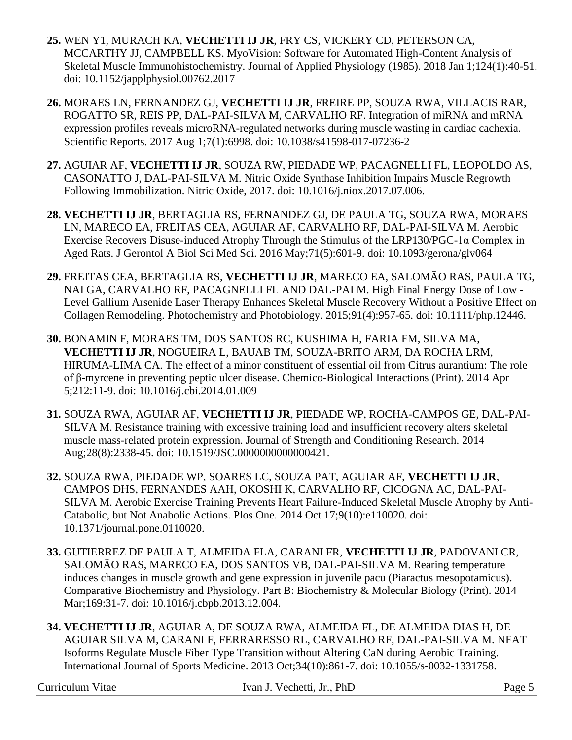**25.** WEN Y1, MURACH KA, **VECHETTI IJ JR**, FRY CS, VICKERY CD, PETERSON CA, MCCARTHY JJ, CAMPBELL KS. MyoVision: Software for Automated High-Content Analysis of Skeletal Muscle Immunohistochemistry. Journal of Applied Physiology (1985). 2018 Jan 1;124(1):40-51. doi: 10.1152/japplphysiol.00762.2017

**26.** MORAES LN, FERNANDEZ GJ, **VECHETTI IJ JR**, FREIRE PP, SOUZA RWA, VILLACIS RAR, ROGATTO SR, REIS PP, DAL-PAI-SILVA M, CARVALHO RF. Integration of miRNA and mRNA expression profiles reveals microRNA-regulated networks during muscle wasting in cardiac cachexia. Scientific Reports. 2017 Aug 1;7(1):6998. doi: 10.1038/s41598-017-07236-2

**27.** AGUIAR AF, **VECHETTI IJ JR**, SOUZA RW, PIEDADE WP, PACAGNELLI FL, LEOPOLDO AS, CASONATTO J, DAL-PAI-SILVA M. Nitric Oxide Synthase Inhibition Impairs Muscle Regrowth Following Immobilization. Nitric Oxide, 2017. doi: 10.1016/j.niox.2017.07.006.

**28.** **VECHETTI IJ JR**, BERTAGLIA RS, FERNANDEZ GJ, DE PAULA TG, SOUZA RWA, MORAES LN, MARECO EA, FREITAS CEA, AGUIAR AF, CARVALHO RF, DAL-PAI-SILVA M. Aerobic Exercise Recovers Disuse-induced Atrophy Through the Stimulus of the LRP130/PGC-1α Complex in Aged Rats. J Gerontol A Biol Sci Med Sci. 2016 May;71(5):601-9. doi: 10.1093/gerona/glv064

**29.** FREITAS CEA, BERTAGLIA RS, **VECHETTI IJ JR**, MARECO EA, SALOMÃO RAS, PAULA TG, NAI GA, CARVALHO RF, PACAGNELLI FL AND DAL-PAI M. High Final Energy Dose of Low - Level Gallium Arsenide Laser Therapy Enhances Skeletal Muscle Recovery Without a Positive Effect on Collagen Remodeling. Photochemistry and Photobiology. 2015;91(4):957-65. doi: 10.1111/php.12446.

**30.** BONAMIN F, MORAES TM, DOS SANTOS RC, KUSHIMA H, FARIA FM, SILVA MA, **VECHETTI IJ JR**, NOGUEIRA L, BAUAB TM, SOUZA-BRITO ARM, DA ROCHA LRM, HIRUMA-LIMA CA. The effect of a minor constituent of essential oil from Citrus aurantium: The role of β-myrcene in preventing peptic ulcer disease. Chemico-Biological Interactions (Print). 2014 Apr 5;212:11-9. doi: 10.1016/j.cbi.2014.01.009

**31.** SOUZA RWA, AGUIAR AF, **VECHETTI IJ JR**, PIEDADE WP, ROCHA-CAMPOS GE, DAL-PAI-SILVA M. Resistance training with excessive training load and insufficient recovery alters skeletal muscle mass-related protein expression. Journal of Strength and Conditioning Research. 2014 Aug;28(8):2338-45. doi: 10.1519/JSC.0000000000000421.

**32.** SOUZA RWA, PIEDADE WP, SOARES LC, SOUZA PAT, AGUIAR AF, **VECHETTI IJ JR**, CAMPOS DHS, FERNANDES AAH, OKOSHI K, CARVALHO RF, CICOGNA AC, DAL-PAI-SILVA M. Aerobic Exercise Training Prevents Heart Failure-Induced Skeletal Muscle Atrophy by Anti-Catabolic, but Not Anabolic Actions. Plos One. 2014 Oct 17;9(10):e110020. doi: 10.1371/journal.pone.0110020.

**33.** GUTIERREZ DE PAULA T, ALMEIDA FLA, CARANI FR, **VECHETTI IJ JR**, PADOVANI CR, SALOMÃO RAS, MARECO EA, DOS SANTOS VB, DAL-PAI-SILVA M. Rearing temperature induces changes in muscle growth and gene expression in juvenile pacu (Piaractus mesopotamicus). Comparative Biochemistry and Physiology. Part B: Biochemistry & Molecular Biology (Print). 2014 Mar;169:31-7. doi: 10.1016/j.cbpb.2013.12.004.

**34.** **VECHETTI IJ JR**, AGUIAR A, DE SOUZA RWA, ALMEIDA FL, DE ALMEIDA DIAS H, DE AGUIAR SILVA M, CARANI F, FERRARESSO RL, CARVALHO RF, DAL-PAI-SILVA M. NFAT Isoforms Regulate Muscle Fiber Type Transition without Altering CaN during Aerobic Training. International Journal of Sports Medicine. 2013 Oct;34(10):861-7. doi: 10.1055/s-0032-1331758.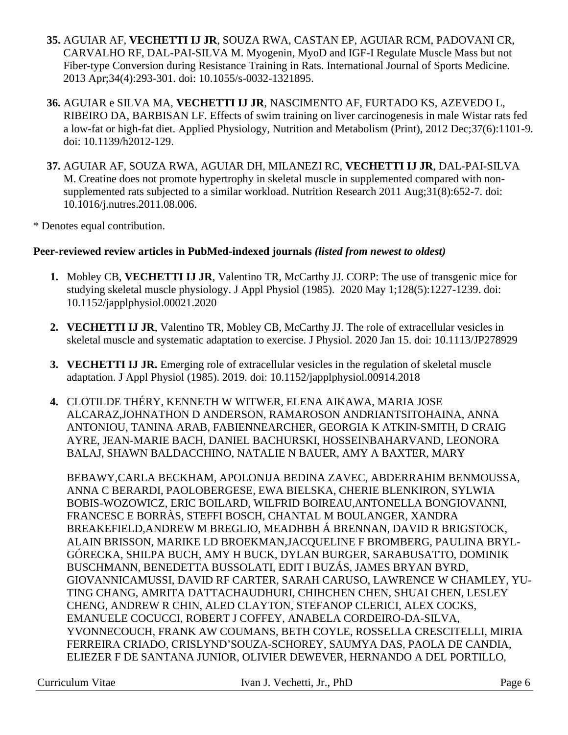35. AGUIAR AF, **VECHETTI IJ JR**, SOUZA RWA, CASTAN EP, AGUIAR RCM, PADOVANI CR, CARVALHO RF, DAL-PAI-SILVA M. Myogenin, MyoD and IGF-I Regulate Muscle Mass but not Fiber-type Conversion during Resistance Training in Rats. International Journal of Sports Medicine. 2013 Apr;34(4):293-301. doi: 10.1055/s-0032-1321895.

36. AGUIAR e SILVA MA, **VECHETTI IJ JR**, NASCIMENTO AF, FURTADO KS, AZEVEDO L, RIBEIRO DA, BARBISAN LF. Effects of swim training on liver carcinogenesis in male Wistar rats fed a low-fat or high-fat diet. Applied Physiology, Nutrition and Metabolism (Print), 2012 Dec;37(6):1101-9. doi: 10.1139/h2012-129.

37. AGUIAR AF, SOUZA RWA, AGUIAR DH, MILANEZI RC, **VECHETTI IJ JR**, DAL-PAI-SILVA M. Creatine does not promote hypertrophy in skeletal muscle in supplemented compared with non-supplemented rats subjected to a similar workload. Nutrition Research 2011 Aug;31(8):652-7. doi: 10.1016/j.nutres.2011.08.006.

* Denotes equal contribution.

**Peer-reviewed review articles in PubMed-indexed journals** ***(listed from newest to oldest)***

1. Mobley CB, **VECHETTI IJ JR**, Valentino TR, McCarthy JJ. CORP: The use of transgenic mice for studying skeletal muscle physiology. J Appl Physiol (1985). 2020 May 1;128(5):1227-1239. doi: 10.1152/japplphysiol.00021.2020

2. **VECHETTI IJ JR**, Valentino TR, Mobley CB, McCarthy JJ. The role of extracellular vesicles in skeletal muscle and systematic adaptation to exercise. J Physiol. 2020 Jan 15. doi: 10.1113/JP278929

3. **VECHETTI IJ JR.** Emerging role of extracellular vesicles in the regulation of skeletal muscle adaptation. J Appl Physiol (1985). 2019. doi: 10.1152/japplphysiol.00914.2018

4. CLOTILDE THÉRY, KENNETH W WITWER, ELENA AIKAWA, MARIA JOSE ALCARAZ,JOHNATHON D ANDERSON, RAMAROSON ANDRIANTSITOHAINA, ANNA ANTONIOU, TANINA ARAB, FABIENNEARCHER, GEORGIA K ATKIN-SMITH, D CRAIG AYRE, JEAN-MARIE BACH, DANIEL BACHURSKI, HOSSEINBAHARVAND, LEONORA BALAJ, SHAWN BALDACCHINO, NATALIE N BAUER, AMY A BAXTER, MARY

   BEBAWY,CARLA BECKHAM, APOLONIJA BEDINA ZAVEC, ABDERRAHIM BENMOUSSA, ANNA C BERARDI, PAOLOBERGESE, EWA BIELSKA, CHERIE BLENKIRON, SYLWIA BOBIS-WOZOWICZ, ERIC BOILARD, WILFRID BOIREAU,ANTONELLA BONGIOVANNI, FRANCESC E BORRÀS, STEFFI BOSCH, CHANTAL M BOULANGER, XANDRA BREAKEFIELD,ANDREW M BREGLIO, MEADHBH Á BRENNAN, DAVID R BRIGSTOCK, ALAIN BRISSON, MARIKE LD BROEKMAN,JACQUELINE F BROMBERG, PAULINA BRYL-GÓRECKA, SHILPA BUCH, AMY H BUCK, DYLAN BURGER, SARABUSATTO, DOMINIK BUSCHMANN, BENEDETTA BUSSOLATI, EDIT I BUZÁS, JAMES BRYAN BYRD, GIOVANNICAMUSSI, DAVID RF CARTER, SARAH CARUSO, LAWRENCE W CHAMLEY, YU-TING CHANG, AMRITA DATTACHAUDHURI, CHIHCHEN CHEN, SHUAI CHEN, LESLEY CHENG, ANDREW R CHIN, ALED CLAYTON, STEFANOP CLERICI, ALEX COCKS, EMANUELE COCUCCI, ROBERT J COFFEY, ANABELA CORDEIRO-DA-SILVA, YVONNECOUCH, FRANK AW COUMANS, BETH COYLE, ROSSELLA CRESCITELLI, MIRIA FERREIRA CRIADO, CRISLYND'SOUZA-SCHOREY, SAUMYA DAS, PAOLA DE CANDIA, ELIEZER F DE SANTANA JUNIOR, OLIVIER DEWEVER, HERNANDO A DEL PORTILLO,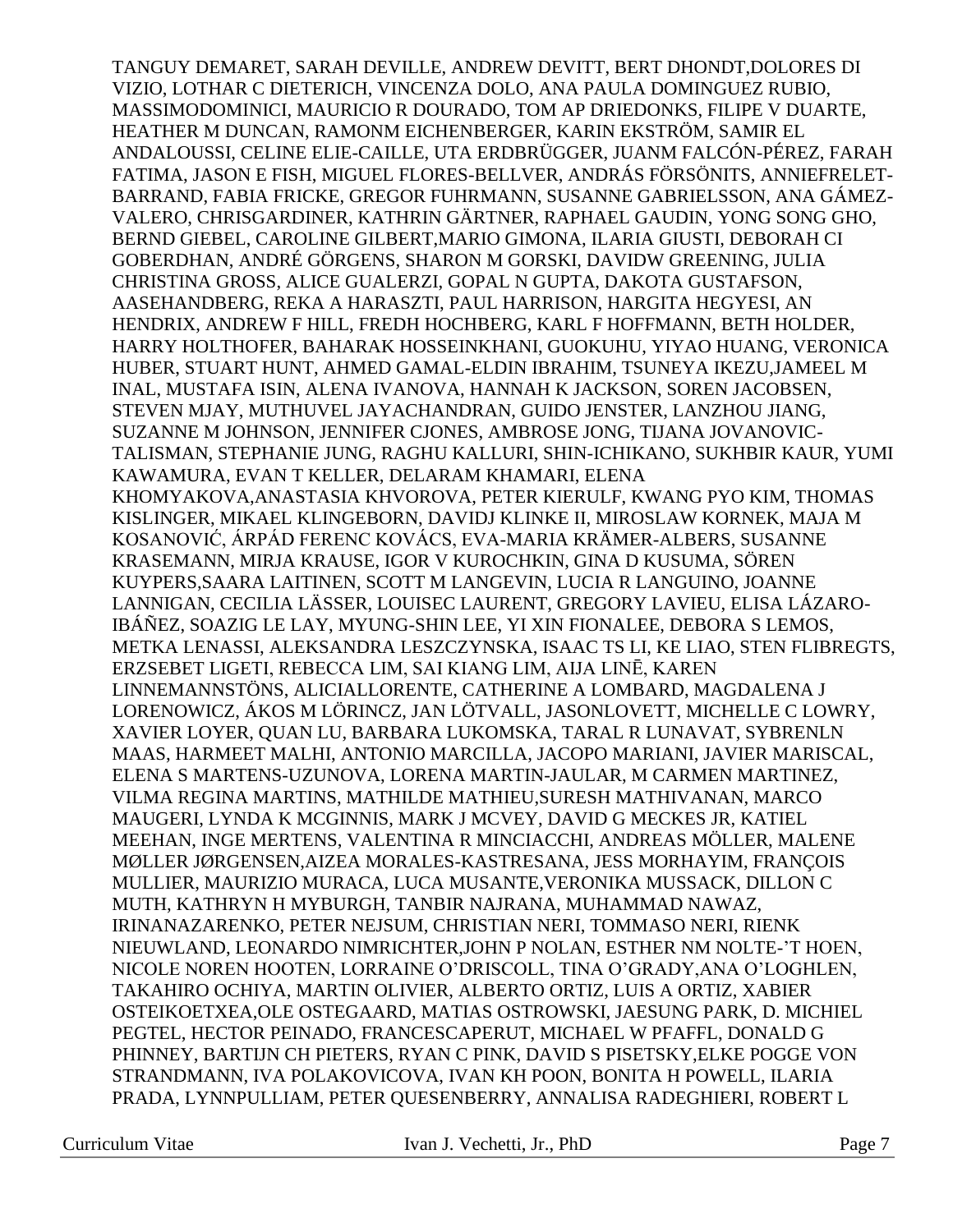TANGUY DEMARET, SARAH DEVILLE, ANDREW DEVITT, BERT DHONDT,DOLORES DI VIZIO, LOTHAR C DIETERICH, VINCENZA DOLO, ANA PAULA DOMINGUEZ RUBIO, MASSIMODOMINICI, MAURICIO R DOURADO, TOM AP DRIEDONKS, FILIPE V DUARTE, HEATHER M DUNCAN, RAMONM EICHENBERGER, KARIN EKSTRÖM, SAMIR EL ANDALOUSSI, CELINE ELIE-CAILLE, UTA ERDBRÜGGER, JUANM FALCÓN-PÉREZ, FARAH FATIMA, JASON E FISH, MIGUEL FLORES-BELLVER, ANDRÁS FÖRSÖNITS, ANNIEFRELET-BARRAND, FABIA FRICKE, GREGOR FUHRMANN, SUSANNE GABRIELSSON, ANA GÁMEZ-VALERO, CHRISGARDINER, KATHRIN GÄRTNER, RAPHAEL GAUDIN, YONG SONG GHO, BERND GIEBEL, CAROLINE GILBERT,MARIO GIMONA, ILARIA GIUSTI, DEBORAH CI GOBERDHAN, ANDRÉ GÖRGENS, SHARON M GORSKI, DAVIDW GREENING, JULIA CHRISTINA GROSS, ALICE GUALERZI, GOPAL N GUPTA, DAKOTA GUSTAFSON, AASEHANDBERG, REKA A HARASZTI, PAUL HARRISON, HARGITA HEGYESI, AN HENDRIX, ANDREW F HILL, FREDH HOCHBERG, KARL F HOFFMANN, BETH HOLDER, HARRY HOLTHOFER, BAHARAK HOSSEINKHANI, GUOKUHU, YIYAO HUANG, VERONICA HUBER, STUART HUNT, AHMED GAMAL-ELDIN IBRAHIM, TSUNEYA IKEZU,JAMEEL M INAL, MUSTAFA ISIN, ALENA IVANOVA, HANNAH K JACKSON, SOREN JACOBSEN, STEVEN MJAY, MUTHUVEL JAYACHANDRAN, GUIDO JENSTER, LANZHOU JIANG, SUZANNE M JOHNSON, JENNIFER CJONES, AMBROSE JONG, TIJANA JOVANOVIC-TALISMAN, STEPHANIE JUNG, RAGHU KALLURI, SHIN-ICHIKANO, SUKHBIR KAUR, YUMI KAWAMURA, EVAN T KELLER, DELARAM KHAMARI, ELENA KHOMYAKOVA,ANASTASIA KHVOROVA, PETER KIERULF, KWANG PYO KIM, THOMAS KISLINGER, MIKAEL KLINGEBORN, DAVIDJ KLINKE II, MIROSLAW KORNEK, MAJA M KOSANOVIĆ, ÁRPÁD FERENC KOVÁCS, EVA-MARIA KRÄMER-ALBERS, SUSANNE KRASEMANN, MIRJA KRAUSE, IGOR V KUROCHKIN, GINA D KUSUMA, SÖREN KUYPERS,SAARA LAITINEN, SCOTT M LANGEVIN, LUCIA R LANGUINO, JOANNE LANNIGAN, CECILIA LÄSSER, LOUISEC LAURENT, GREGORY LAVIEU, ELISA LÁZARO-IBÁÑEZ, SOAZIG LE LAY, MYUNG-SHIN LEE, YI XIN FIONALEE, DEBORA S LEMOS, METKA LENASSI, ALEKSANDRA LESZCZYNSKA, ISAAC TS LI, KE LIAO, STEN FLIBREGTS, ERZSEBET LIGETI, REBECCA LIM, SAI KIANG LIM, AIJA LINĒ, KAREN LINNEMANNSTÖNS, ALICIALLORENTE, CATHERINE A LOMBARD, MAGDALENA J LORENOWICZ, ÁKOS M LÖRINCZ, JAN LÖTVALL, JASONLOVETT, MICHELLE C LOWRY, XAVIER LOYER, QUAN LU, BARBARA LUKOMSKA, TARAL R LUNAVAT, SYBRENLN MAAS, HARMEET MALHI, ANTONIO MARCILLA, JACOPO MARIANI, JAVIER MARISCAL, ELENA S MARTENS-UZUNOVA, LORENA MARTIN-JAULAR, M CARMEN MARTINEZ, VILMA REGINA MARTINS, MATHILDE MATHIEU,SURESH MATHIVANAN, MARCO MAUGERI, LYNDA K MCGINNIS, MARK J MCVEY, DAVID G MECKES JR, KATIEL MEEHAN, INGE MERTENS, VALENTINA R MINCIACCHI, ANDREAS MÖLLER, MALENE MØLLER JØRGENSEN,AIZEA MORALES-KASTRESANA, JESS MORHAYIM, FRANÇOIS MULLIER, MAURIZIO MURACA, LUCA MUSANTE,VERONIKA MUSSACK, DILLON C MUTH, KATHRYN H MYBURGH, TANBIR NAJRANA, MUHAMMAD NAWAZ, IRINANAZARENKO, PETER NEJSUM, CHRISTIAN NERI, TOMMASO NERI, RIENK NIEUWLAND, LEONARDO NIMRICHTER,JOHN P NOLAN, ESTHER NM NOLTE-'T HOEN, NICOLE NOREN HOOTEN, LORRAINE O'DRISCOLL, TINA O'GRADY,ANA O'LOGHLEN, TAKAHIRO OCHIYA, MARTIN OLIVIER, ALBERTO ORTIZ, LUIS A ORTIZ, XABIER OSTEIKOETXEA,OLE OSTEGAARD, MATIAS OSTROWSKI, JAESUNG PARK, D. MICHIEL PEGTEL, HECTOR PEINADO, FRANCESCAPERUT, MICHAEL W PFAFFL, DONALD G PHINNEY, BARTIJN CH PIETERS, RYAN C PINK, DAVID S PISETSKY,ELKE POGGE VON STRANDMANN, IVA POLAKOVICOVA, IVAN KH POON, BONITA H POWELL, ILARIA PRADA, LYNNPULLIAM, PETER QUESENBERRY, ANNALISA RADEGHIERI, ROBERT L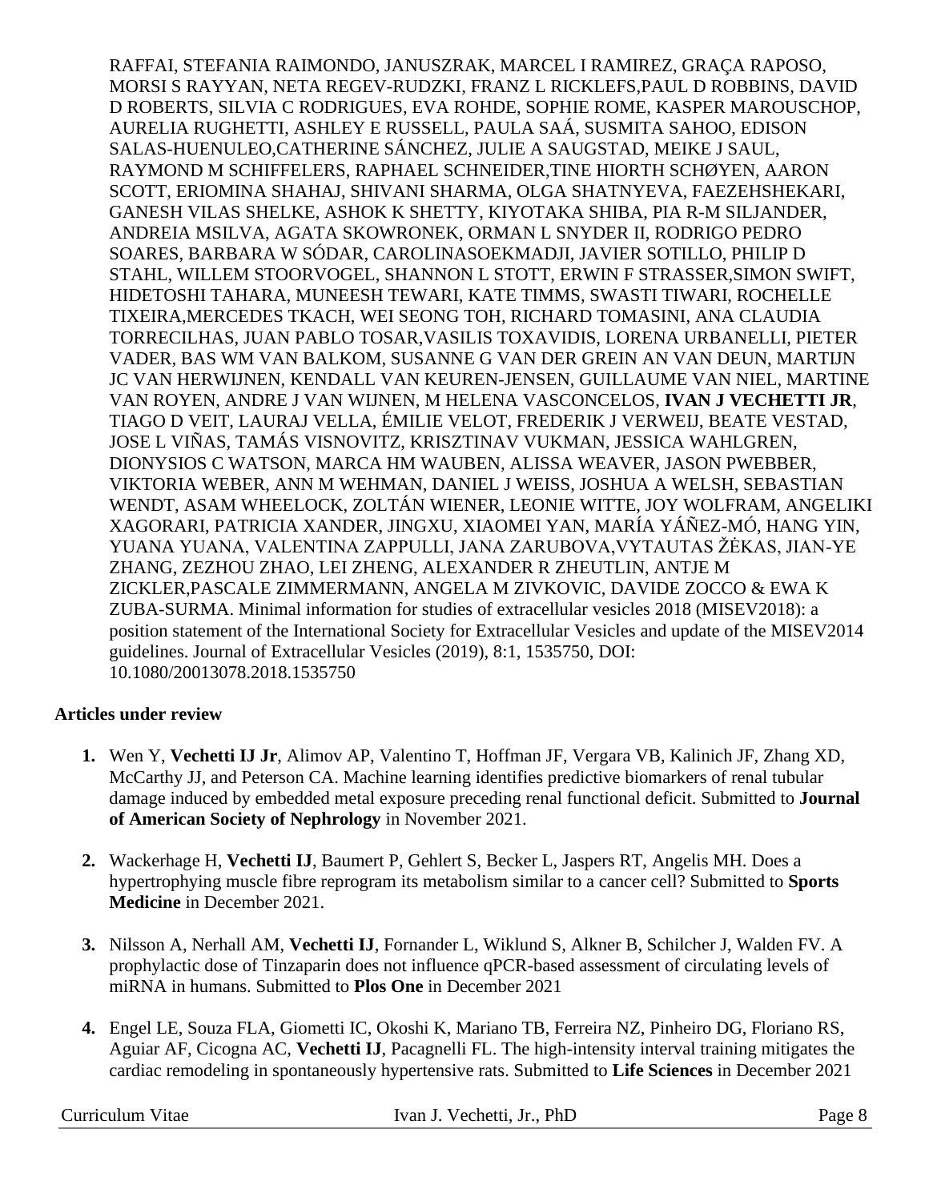RAFFAI, STEFANIA RAIMONDO, JANUSZRAK, MARCEL I RAMIREZ, GRAÇA RAPOSO, MORSI S RAYYAN, NETA REGEV-RUDZKI, FRANZ L RICKLEFS,PAUL D ROBBINS, DAVID D ROBERTS, SILVIA C RODRIGUES, EVA ROHDE, SOPHIE ROME, KASPER MAROUSCHOP, AURELIA RUGHETTI, ASHLEY E RUSSELL, PAULA SAÁ, SUSMITA SAHOO, EDISON SALAS-HUENULEO,CATHERINE SÁNCHEZ, JULIE A SAUGSTAD, MEIKE J SAUL, RAYMOND M SCHIFFELERS, RAPHAEL SCHNEIDER,TINE HIORTH SCHØYEN, AARON SCOTT, ERIOMINA SHAHAJ, SHIVANI SHARMA, OLGA SHATNYEVA, FAEZEHSHEKARI, GANESH VILAS SHELKE, ASHOK K SHETTY, KIYOTAKA SHIBA, PIA R-M SILJANDER, ANDREIA MSILVA, AGATA SKOWRONEK, ORMAN L SNYDER II, RODRIGO PEDRO SOARES, BARBARA W SÓDAR, CAROLINASOEKMADJI, JAVIER SOTILLO, PHILIP D STAHL, WILLEM STOORVOGEL, SHANNON L STOTT, ERWIN F STRASSER,SIMON SWIFT, HIDETOSHI TAHARA, MUNEESH TEWARI, KATE TIMMS, SWASTI TIWARI, ROCHELLE TIXEIRA,MERCEDES TKACH, WEI SEONG TOH, RICHARD TOMASINI, ANA CLAUDIA TORRECILHAS, JUAN PABLO TOSAR,VASILIS TOXAVIDIS, LORENA URBANELLI, PIETER VADER, BAS WM VAN BALKOM, SUSANNE G VAN DER GREIN AN VAN DEUN, MARTIJN JC VAN HERWIJNEN, KENDALL VAN KEUREN-JENSEN, GUILLAUME VAN NIEL, MARTINE VAN ROYEN, ANDRE J VAN WIJNEN, M HELENA VASCONCELOS, **IVAN J VECHETTI JR**, TIAGO D VEIT, LAURAJ VELLA, ÉMILIE VELOT, FREDERIK J VERWEIJ, BEATE VESTAD, JOSE L VIÑAS, TAMÁS VISNOVITZ, KRISZTINAV VUKMAN, JESSICA WAHLGREN, DIONYSIOS C WATSON, MARCA HM WAUBEN, ALISSA WEAVER, JASON PWEBBER, VIKTORIA WEBER, ANN M WEHMAN, DANIEL J WEISS, JOSHUA A WELSH, SEBASTIAN WENDT, ASAM WHEELOCK, ZOLTÁN WIENER, LEONIE WITTE, JOY WOLFRAM, ANGELIKI XAGORARI, PATRICIA XANDER, JINGXU, XIAOMEI YAN, MARÍA YÁÑEZ-MÓ, HANG YIN, YUANA YUANA, VALENTINA ZAPPULLI, JANA ZARUBOVA,VYTAUTAS ŽĖKAS, JIAN-YE ZHANG, ZEZHOU ZHAO, LEI ZHENG, ALEXANDER R ZHEUTLIN, ANTJE M ZICKLER,PASCALE ZIMMERMANN, ANGELA M ZIVKOVIC, DAVIDE ZOCCO & EWA K ZUBA-SURMA. Minimal information for studies of extracellular vesicles 2018 (MISEV2018): a position statement of the International Society for Extracellular Vesicles and update of the MISEV2014 guidelines. Journal of Extracellular Vesicles (2019), 8:1, 1535750, DOI: 10.1080/20013078.2018.1535750

**Articles under review**

1. Wen Y, **Vechetti IJ Jr**, Alimov AP, Valentino T, Hoffman JF, Vergara VB, Kalinich JF, Zhang XD, McCarthy JJ, and Peterson CA. Machine learning identifies predictive biomarkers of renal tubular damage induced by embedded metal exposure preceding renal functional deficit. Submitted to **Journal of American Society of Nephrology** in November 2021.

2. Wackerhage H, **Vechetti IJ**, Baumert P, Gehlert S, Becker L, Jaspers RT, Angelis MH. Does a hypertrophying muscle fibre reprogram its metabolism similar to a cancer cell? Submitted to **Sports Medicine** in December 2021.

3. Nilsson A, Nerhall AM, **Vechetti IJ**, Fornander L, Wiklund S, Alkner B, Schilcher J, Walden FV. A prophylactic dose of Tinzaparin does not influence qPCR-based assessment of circulating levels of miRNA in humans. Submitted to **Plos One** in December 2021

4. Engel LE, Souza FLA, Giometti IC, Okoshi K, Mariano TB, Ferreira NZ, Pinheiro DG, Floriano RS, Aguiar AF, Cicogna AC, **Vechetti IJ**, Pacagnelli FL. The high-intensity interval training mitigates the cardiac remodeling in spontaneously hypertensive rats. Submitted to **Life Sciences** in December 2021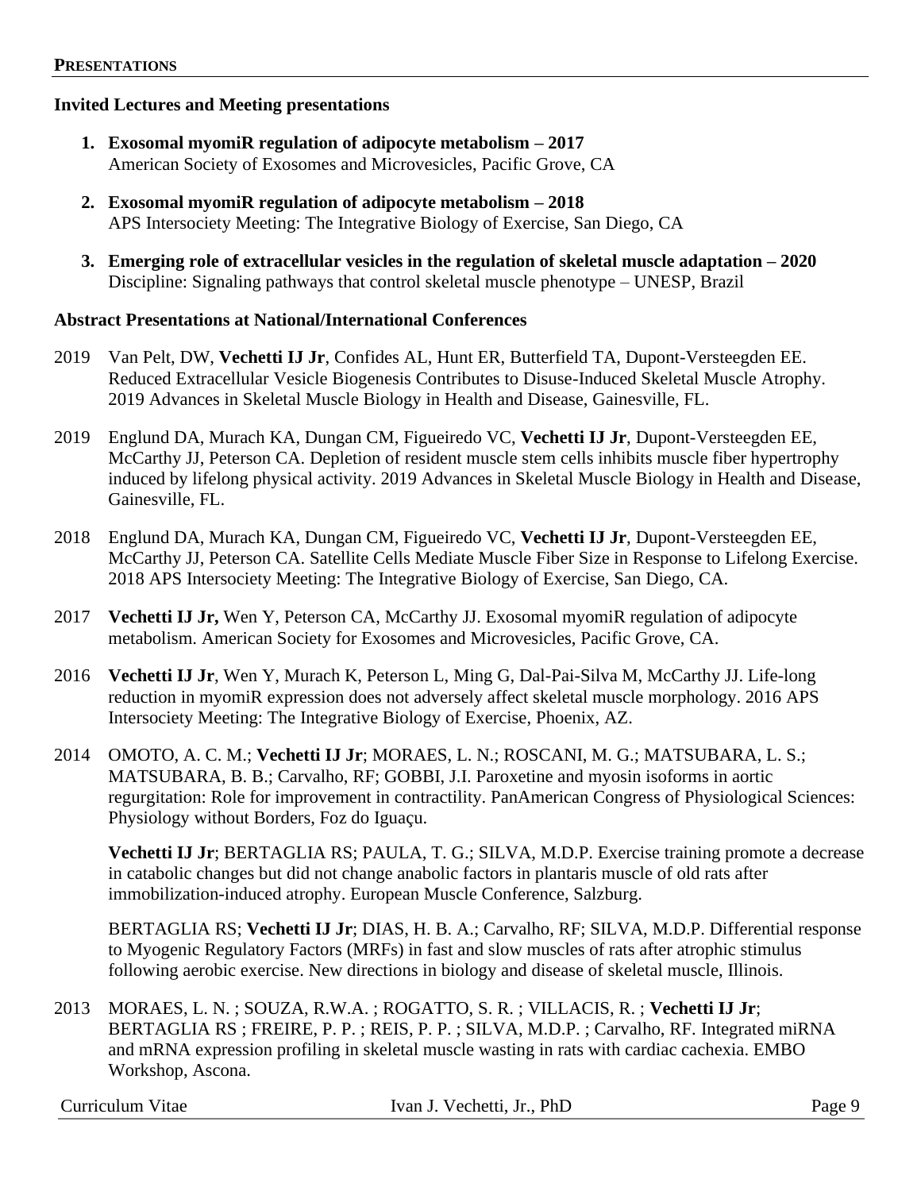## PRESENTATIONS

### Invited Lectures and Meeting presentations

1. **Exosomal myomiR regulation of adipocyte metabolism – 2017**
   American Society of Exosomes and Microvesicles, Pacific Grove, CA

2. **Exosomal myomiR regulation of adipocyte metabolism – 2018**
   APS Intersociety Meeting: The Integrative Biology of Exercise, San Diego, CA

3. **Emerging role of extracellular vesicles in the regulation of skeletal muscle adaptation – 2020**
   Discipline: Signaling pathways that control skeletal muscle phenotype – UNESP, Brazil

### Abstract Presentations at National/International Conferences

2019 Van Pelt, DW, **Vechetti IJ Jr**, Confides AL, Hunt ER, Butterfield TA, Dupont-Versteegden EE. Reduced Extracellular Vesicle Biogenesis Contributes to Disuse-Induced Skeletal Muscle Atrophy. 2019 Advances in Skeletal Muscle Biology in Health and Disease, Gainesville, FL.

2019 Englund DA, Murach KA, Dungan CM, Figueiredo VC, **Vechetti IJ Jr**, Dupont-Versteegden EE, McCarthy JJ, Peterson CA. Depletion of resident muscle stem cells inhibits muscle fiber hypertrophy induced by lifelong physical activity. 2019 Advances in Skeletal Muscle Biology in Health and Disease, Gainesville, FL.

2018 Englund DA, Murach KA, Dungan CM, Figueiredo VC, **Vechetti IJ Jr**, Dupont-Versteegden EE, McCarthy JJ, Peterson CA. Satellite Cells Mediate Muscle Fiber Size in Response to Lifelong Exercise. 2018 APS Intersociety Meeting: The Integrative Biology of Exercise, San Diego, CA.

2017 **Vechetti IJ Jr,** Wen Y, Peterson CA, McCarthy JJ. Exosomal myomiR regulation of adipocyte metabolism. American Society for Exosomes and Microvesicles, Pacific Grove, CA.

2016 **Vechetti IJ Jr**, Wen Y, Murach K, Peterson L, Ming G, Dal-Pai-Silva M, McCarthy JJ. Life-long reduction in myomiR expression does not adversely affect skeletal muscle morphology. 2016 APS Intersociety Meeting: The Integrative Biology of Exercise, Phoenix, AZ.

2014 OMOTO, A. C. M.; **Vechetti IJ Jr**; MORAES, L. N.; ROSCANI, M. G.; MATSUBARA, L. S.; MATSUBARA, B. B.; Carvalho, RF; GOBBI, J.I. Paroxetine and myosin isoforms in aortic regurgitation: Role for improvement in contractility. PanAmerican Congress of Physiological Sciences: Physiology without Borders, Foz do Iguaçu.

**Vechetti IJ Jr**; BERTAGLIA RS; PAULA, T. G.; SILVA, M.D.P. Exercise training promote a decrease in catabolic changes but did not change anabolic factors in plantaris muscle of old rats after immobilization-induced atrophy. European Muscle Conference, Salzburg.

BERTAGLIA RS; **Vechetti IJ Jr**; DIAS, H. B. A.; Carvalho, RF; SILVA, M.D.P. Differential response to Myogenic Regulatory Factors (MRFs) in fast and slow muscles of rats after atrophic stimulus following aerobic exercise. New directions in biology and disease of skeletal muscle, Illinois.

2013 MORAES, L. N. ; SOUZA, R.W.A. ; ROGATTO, S. R. ; VILLACIS, R. ; **Vechetti IJ Jr**; BERTAGLIA RS ; FREIRE, P. P. ; REIS, P. P. ; SILVA, M.D.P. ; Carvalho, RF. Integrated miRNA and mRNA expression profiling in skeletal muscle wasting in rats with cardiac cachexia. EMBO Workshop, Ascona.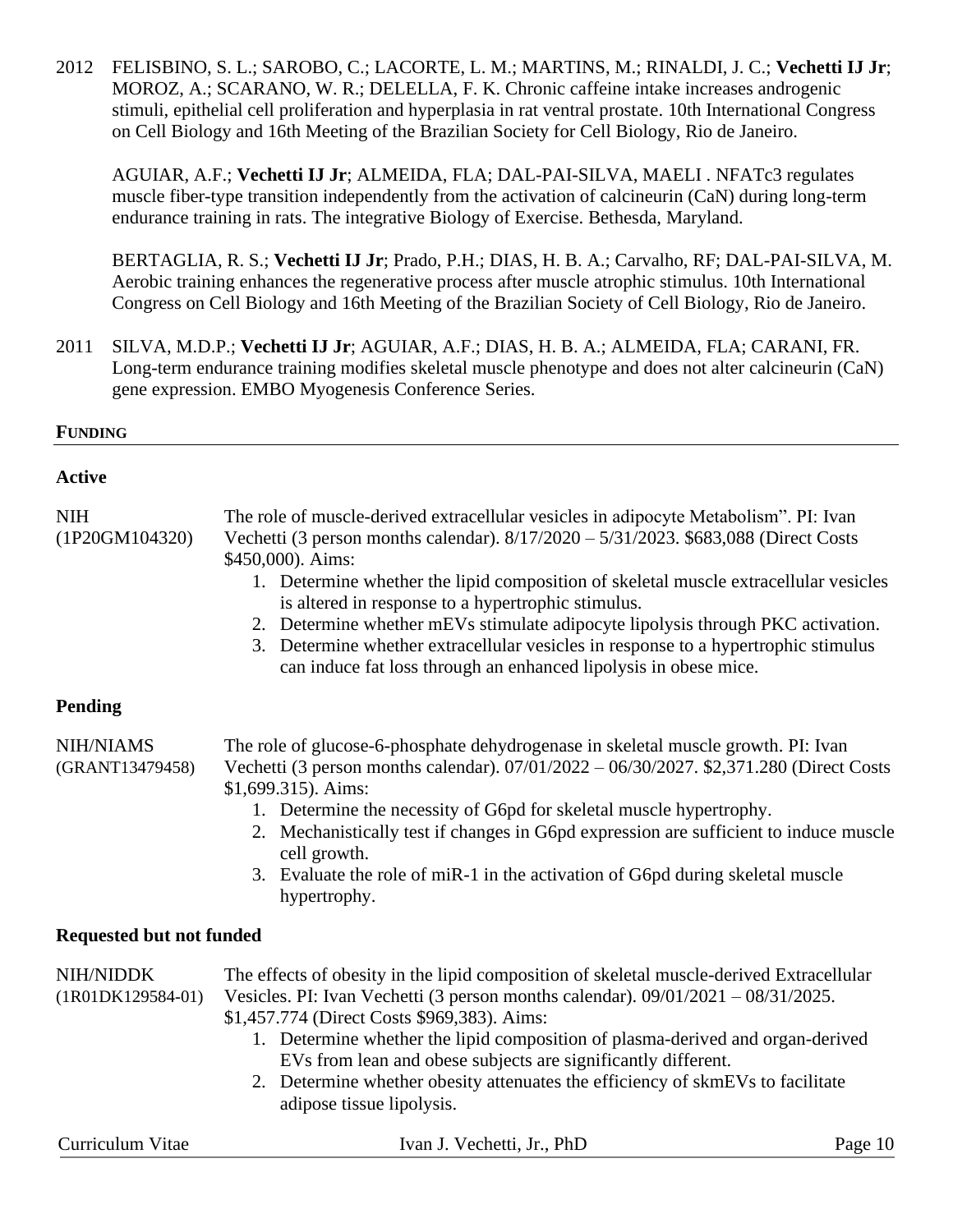2012 FELISBINO, S. L.; SAROBO, C.; LACORTE, L. M.; MARTINS, M.; RINALDI, J. C.; **Vechetti IJ Jr**; MOROZ, A.; SCARANO, W. R.; DELELLA, F. K. Chronic caffeine intake increases androgenic stimuli, epithelial cell proliferation and hyperplasia in rat ventral prostate. 10th International Congress on Cell Biology and 16th Meeting of the Brazilian Society for Cell Biology, Rio de Janeiro.

AGUIAR, A.F.; **Vechetti IJ Jr**; ALMEIDA, FLA; DAL-PAI-SILVA, MAELI . NFATc3 regulates muscle fiber-type transition independently from the activation of calcineurin (CaN) during long-term endurance training in rats. The integrative Biology of Exercise. Bethesda, Maryland.

BERTAGLIA, R. S.; **Vechetti IJ Jr**; Prado, P.H.; DIAS, H. B. A.; Carvalho, RF; DAL-PAI-SILVA, M. Aerobic training enhances the regenerative process after muscle atrophic stimulus. 10th International Congress on Cell Biology and 16th Meeting of the Brazilian Society of Cell Biology, Rio de Janeiro.

2011 SILVA, M.D.P.; **Vechetti IJ Jr**; AGUIAR, A.F.; DIAS, H. B. A.; ALMEIDA, FLA; CARANI, FR. Long-term endurance training modifies skeletal muscle phenotype and does not alter calcineurin (CaN) gene expression. EMBO Myogenesis Conference Series.

## FUNDING

### Active

NIH (1P20GM104320)
The role of muscle-derived extracellular vesicles in adipocyte Metabolism". PI: Ivan Vechetti (3 person months calendar). 8/17/2020 – 5/31/2023. $683,088 (Direct Costs $450,000). Aims:

1. Determine whether the lipid composition of skeletal muscle extracellular vesicles is altered in response to a hypertrophic stimulus.
2. Determine whether mEVs stimulate adipocyte lipolysis through PKC activation.
3. Determine whether extracellular vesicles in response to a hypertrophic stimulus can induce fat loss through an enhanced lipolysis in obese mice.

### Pending

NIH/NIAMS (GRANT13479458)
The role of glucose-6-phosphate dehydrogenase in skeletal muscle growth. PI: Ivan Vechetti (3 person months calendar). 07/01/2022 – 06/30/2027. $2,371.280 (Direct Costs $1,699.315). Aims:

1. Determine the necessity of G6pd for skeletal muscle hypertrophy.
2. Mechanistically test if changes in G6pd expression are sufficient to induce muscle cell growth.
3. Evaluate the role of miR-1 in the activation of G6pd during skeletal muscle hypertrophy.

### Requested but not funded

NIH/NIDDK (1R01DK129584-01)
The effects of obesity in the lipid composition of skeletal muscle-derived Extracellular Vesicles. PI: Ivan Vechetti (3 person months calendar). 09/01/2021 – 08/31/2025. $1,457.774 (Direct Costs $969,383). Aims:

1. Determine whether the lipid composition of plasma-derived and organ-derived EVs from lean and obese subjects are significantly different.
2. Determine whether obesity attenuates the efficiency of skmEVs to facilitate adipose tissue lipolysis.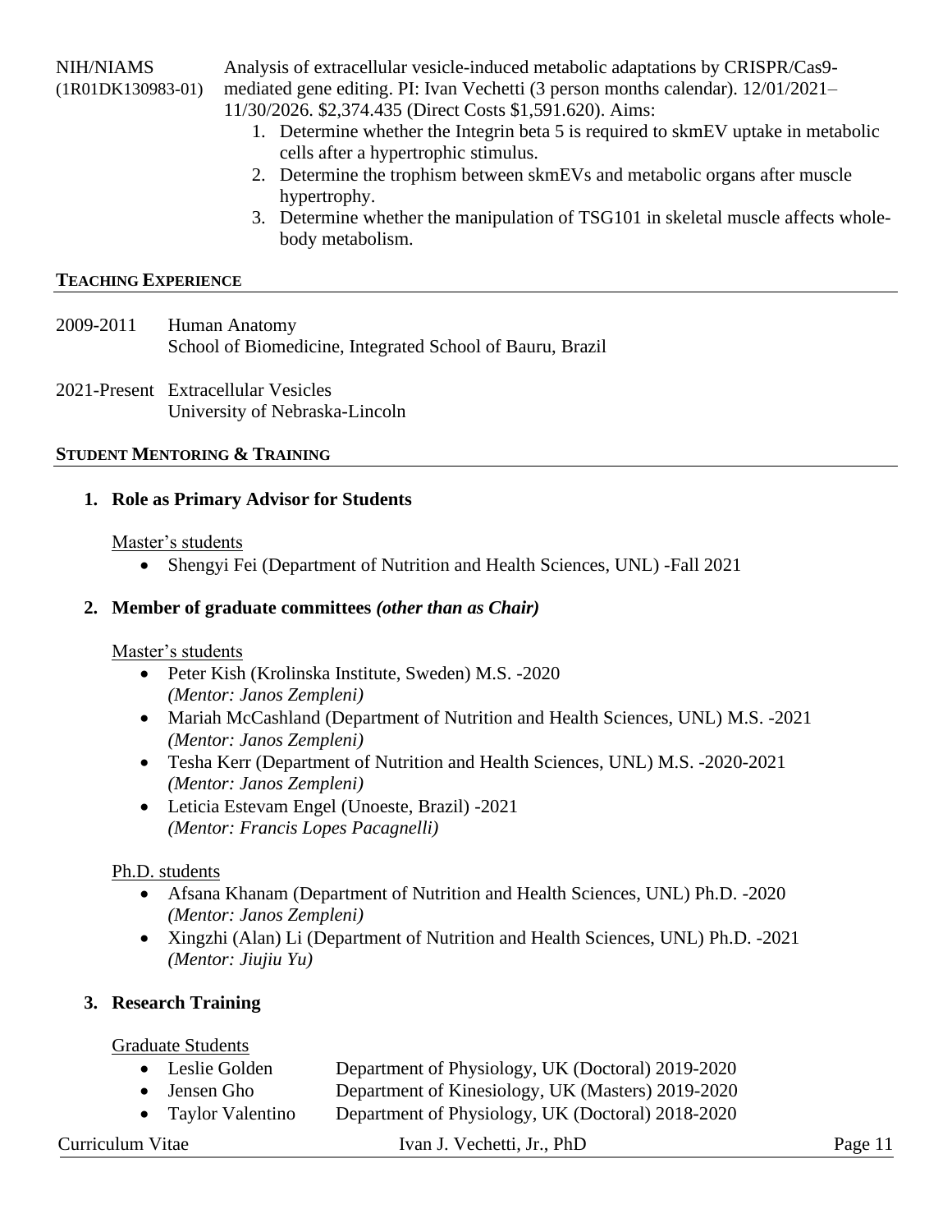NIH/NIAMS (1R01DK130983-01) Analysis of extracellular vesicle-induced metabolic adaptations by CRISPR/Cas9-mediated gene editing. PI: Ivan Vechetti (3 person months calendar). 12/01/2021–11/30/2026. $2,374.435 (Direct Costs $1,591.620). Aims:

1. Determine whether the Integrin beta 5 is required to skmEV uptake in metabolic cells after a hypertrophic stimulus.
2. Determine the trophism between skmEVs and metabolic organs after muscle hypertrophy.
3. Determine whether the manipulation of TSG101 in skeletal muscle affects whole-body metabolism.

## TEACHING EXPERIENCE

2009-2011 Human Anatomy
School of Biomedicine, Integrated School of Bauru, Brazil

2021-Present Extracellular Vesicles
University of Nebraska-Lincoln

## STUDENT MENTORING & TRAINING

### 1. Role as Primary Advisor for Students

Master's students

- Shengyi Fei (Department of Nutrition and Health Sciences, UNL) -Fall 2021

### 2. Member of graduate committees *(other than as Chair)*

Master's students

- Peter Kish (Krolinska Institute, Sweden) M.S. -2020
  *(Mentor: Janos Zempleni)*
- Mariah McCashland (Department of Nutrition and Health Sciences, UNL) M.S. -2021
  *(Mentor: Janos Zempleni)*
- Tesha Kerr (Department of Nutrition and Health Sciences, UNL) M.S. -2020-2021
  *(Mentor: Janos Zempleni)*
- Leticia Estevam Engel (Unoeste, Brazil) -2021
  *(Mentor: Francis Lopes Pacagnelli)*

Ph.D. students

- Afsana Khanam (Department of Nutrition and Health Sciences, UNL) Ph.D. -2020
  *(Mentor: Janos Zempleni)*
- Xingzhi (Alan) Li (Department of Nutrition and Health Sciences, UNL) Ph.D. -2021
  *(Mentor: Jiujiu Yu)*

### 3. Research Training

Graduate Students

- Leslie Golden — Department of Physiology, UK (Doctoral) 2019-2020
- Jensen Gho — Department of Kinesiology, UK (Masters) 2019-2020
- Taylor Valentino — Department of Physiology, UK (Doctoral) 2018-2020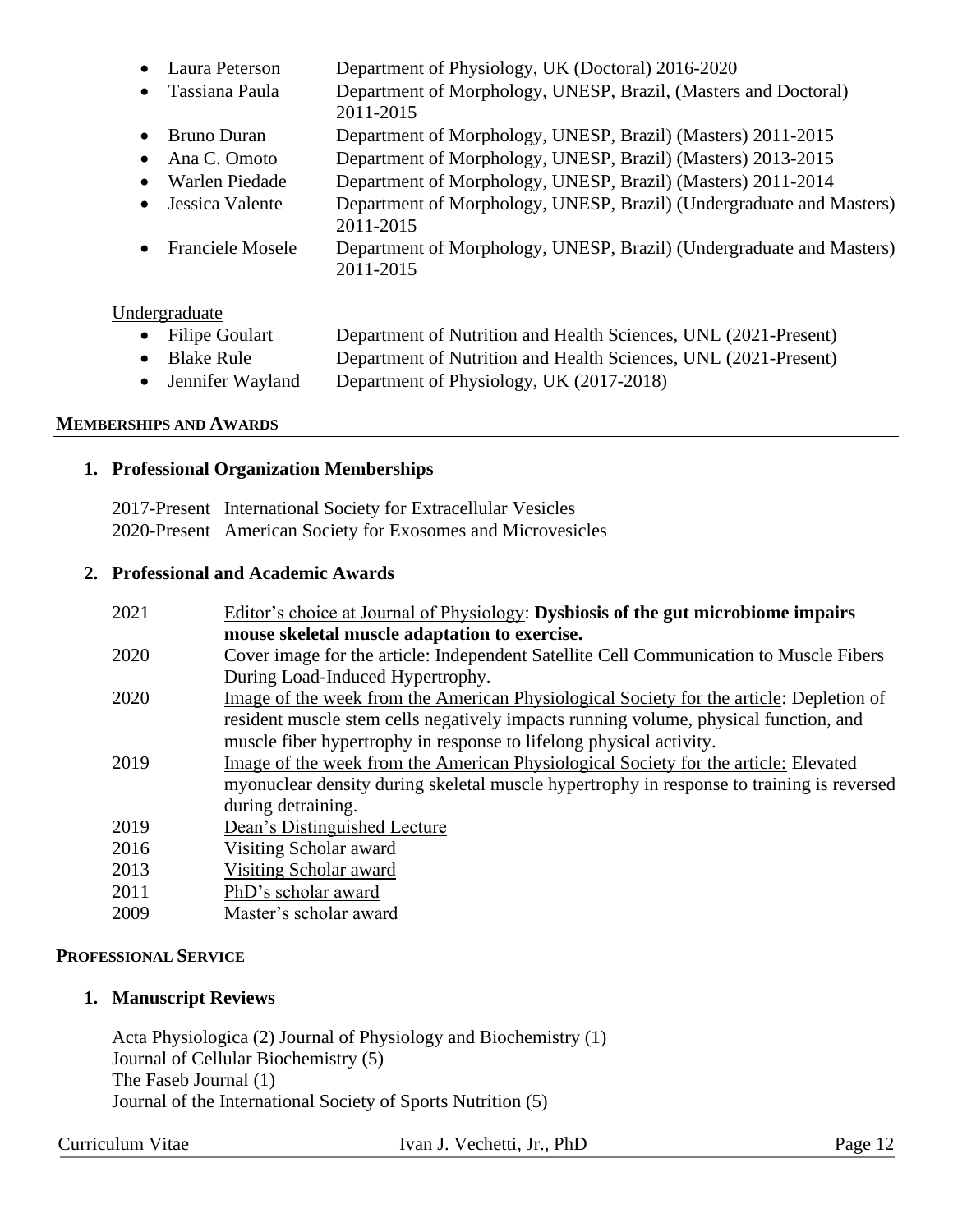- Laura Peterson — Department of Physiology, UK (Doctoral) 2016-2020
- Tassiana Paula — Department of Morphology, UNESP, Brazil, (Masters and Doctoral) 2011-2015
- Bruno Duran — Department of Morphology, UNESP, Brazil) (Masters) 2011-2015
- Ana C. Omoto — Department of Morphology, UNESP, Brazil) (Masters) 2013-2015
- Warlen Piedade — Department of Morphology, UNESP, Brazil) (Masters) 2011-2014
- Jessica Valente — Department of Morphology, UNESP, Brazil) (Undergraduate and Masters) 2011-2015
- Franciele Mosele — Department of Morphology, UNESP, Brazil) (Undergraduate and Masters) 2011-2015

Undergraduate

- Filipe Goulart — Department of Nutrition and Health Sciences, UNL (2021-Present)
- Blake Rule — Department of Nutrition and Health Sciences, UNL (2021-Present)
- Jennifer Wayland — Department of Physiology, UK (2017-2018)

## MEMBERSHIPS AND AWARDS

### 1. Professional Organization Memberships

2017-Present International Society for Extracellular Vesicles
2020-Present American Society for Exosomes and Microvesicles

### 2. Professional and Academic Awards

| | |
|---|---|
| 2021 | Editor's choice at Journal of Physiology: **Dysbiosis of the gut microbiome impairs mouse skeletal muscle adaptation to exercise.** |
| 2020 | Cover image for the article: Independent Satellite Cell Communication to Muscle Fibers During Load-Induced Hypertrophy. |
| 2020 | Image of the week from the American Physiological Society for the article: Depletion of resident muscle stem cells negatively impacts running volume, physical function, and muscle fiber hypertrophy in response to lifelong physical activity. |
| 2019 | Image of the week from the American Physiological Society for the article: Elevated myonuclear density during skeletal muscle hypertrophy in response to training is reversed during detraining. |
| 2019 | Dean's Distinguished Lecture |
| 2016 | Visiting Scholar award |
| 2013 | Visiting Scholar award |
| 2011 | PhD's scholar award |
| 2009 | Master's scholar award |

## PROFESSIONAL SERVICE

### 1. Manuscript Reviews

Acta Physiologica (2) Journal of Physiology and Biochemistry (1)
Journal of Cellular Biochemistry (5)
The Faseb Journal (1)
Journal of the International Society of Sports Nutrition (5)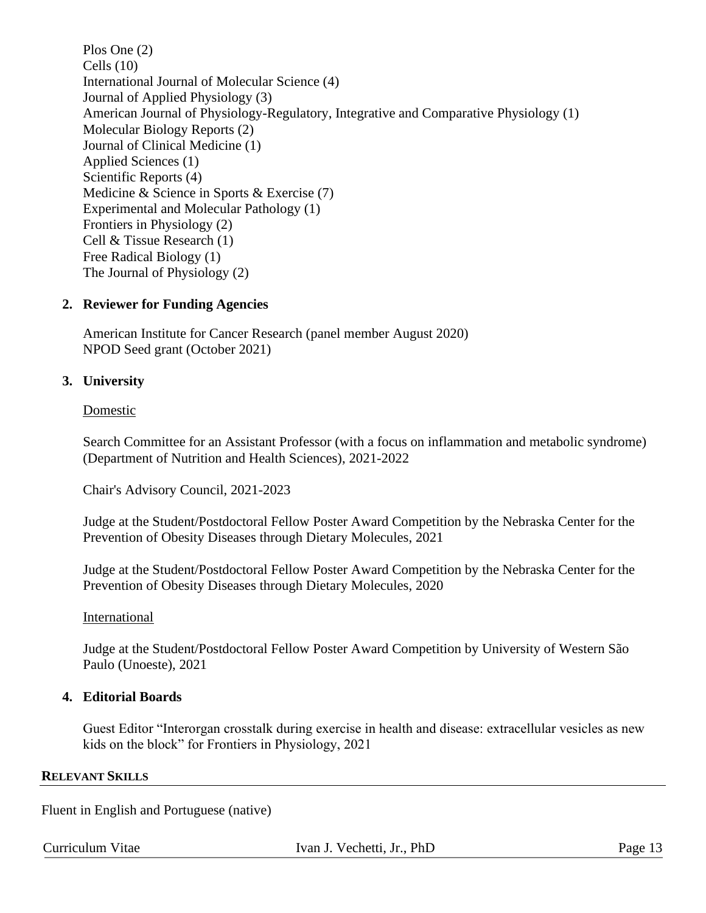Plos One (2)
Cells (10)
International Journal of Molecular Science (4)
Journal of Applied Physiology (3)
American Journal of Physiology-Regulatory, Integrative and Comparative Physiology (1)
Molecular Biology Reports (2)
Journal of Clinical Medicine (1)
Applied Sciences (1)
Scientific Reports (4)
Medicine & Science in Sports & Exercise (7)
Experimental and Molecular Pathology (1)
Frontiers in Physiology (2)
Cell & Tissue Research (1)
Free Radical Biology (1)
The Journal of Physiology (2)

**2. Reviewer for Funding Agencies**

American Institute for Cancer Research (panel member August 2020)
NPOD Seed grant (October 2021)

**3. University**

Domestic

Search Committee for an Assistant Professor (with a focus on inflammation and metabolic syndrome) (Department of Nutrition and Health Sciences), 2021-2022

Chair's Advisory Council, 2021-2023

Judge at the Student/Postdoctoral Fellow Poster Award Competition by the Nebraska Center for the Prevention of Obesity Diseases through Dietary Molecules, 2021

Judge at the Student/Postdoctoral Fellow Poster Award Competition by the Nebraska Center for the Prevention of Obesity Diseases through Dietary Molecules, 2020

International

Judge at the Student/Postdoctoral Fellow Poster Award Competition by University of Western São Paulo (Unoeste), 2021

**4. Editorial Boards**

Guest Editor "Interorgan crosstalk during exercise in health and disease: extracellular vesicles as new kids on the block" for Frontiers in Physiology, 2021

## RELEVANT SKILLS

Fluent in English and Portuguese (native)